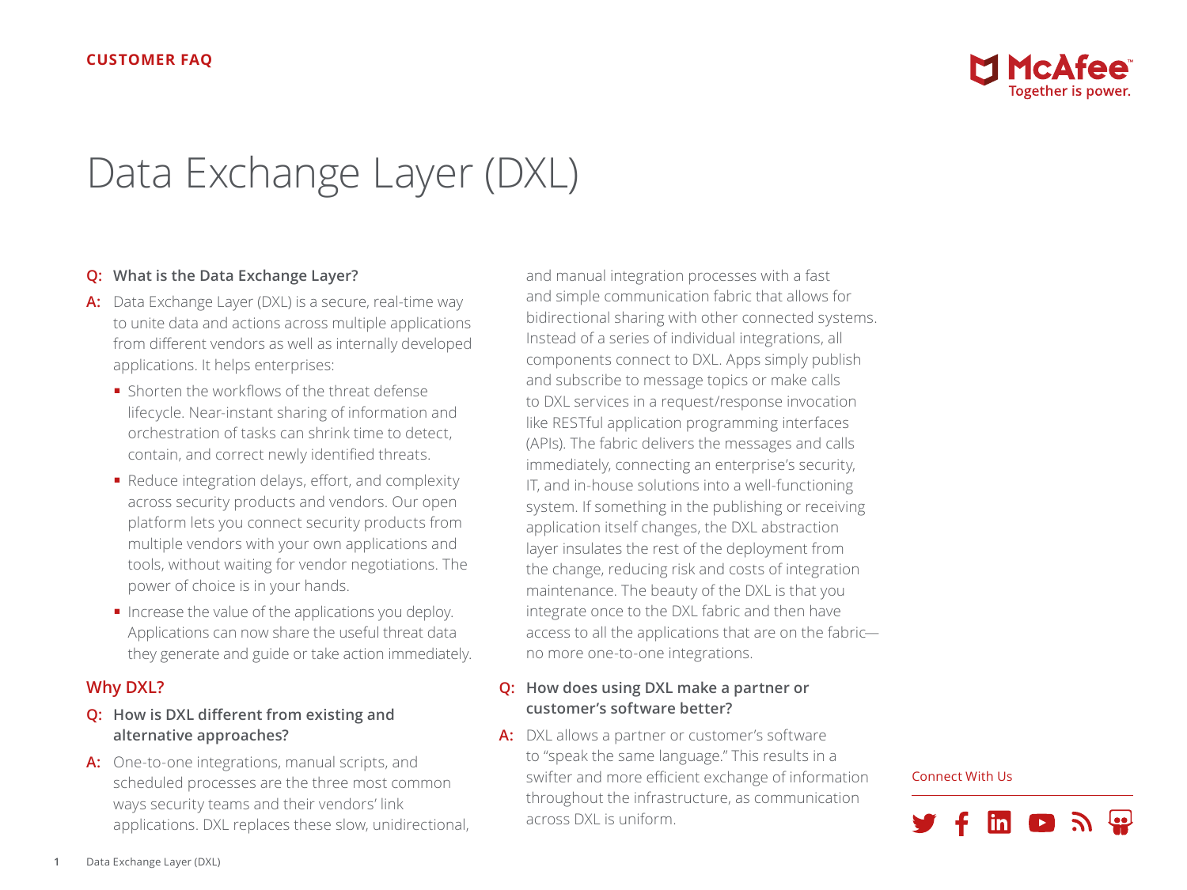CUSTOMER FAQ

# Data Exchange Layer (DXL)

**Q: What is the Data Exchange Layer?**

**A:** Data Exchange Layer (DXL) is a secure, real-time way to unite data and actions across multiple applications from different vendors as well as internally developed applications. It helps enterprises:

- Shorten the workflows of the threat defense lifecycle. Near-instant sharing of information and orchestration of tasks can shrink time to detect, contain, and correct newly identified threats.
- Reduce integration delays, effort, and complexity across security products and vendors. Our open platform lets you connect security products from multiple vendors with your own applications and tools, without waiting for vendor negotiations. The power of choice is in your hands.
- Increase the value of the applications you deploy. Applications can now share the useful threat data they generate and guide or take action immediately.

## Why DXL?

**Q: How is DXL different from existing and alternative approaches?**

**A:** One-to-one integrations, manual scripts, and scheduled processes are the three most common ways security teams and their vendors' link applications. DXL replaces these slow, unidirectional, and manual integration processes with a fast and simple communication fabric that allows for bidirectional sharing with other connected systems. Instead of a series of individual integrations, all components connect to DXL. Apps simply publish and subscribe to message topics or make calls to DXL services in a request/response invocation like RESTful application programming interfaces (APIs). The fabric delivers the messages and calls immediately, connecting an enterprise's security, IT, and in-house solutions into a well-functioning system. If something in the publishing or receiving application itself changes, the DXL abstraction layer insulates the rest of the deployment from the change, reducing risk and costs of integration maintenance. The beauty of the DXL is that you integrate once to the DXL fabric and then have access to all the applications that are on the fabric—no more one-to-one integrations.

**Q: How does using DXL make a partner or customer's software better?**

**A:** DXL allows a partner or customer's software to "speak the same language." This results in a swifter and more efficient exchange of information throughout the infrastructure, as communication across DXL is uniform.

Connect With Us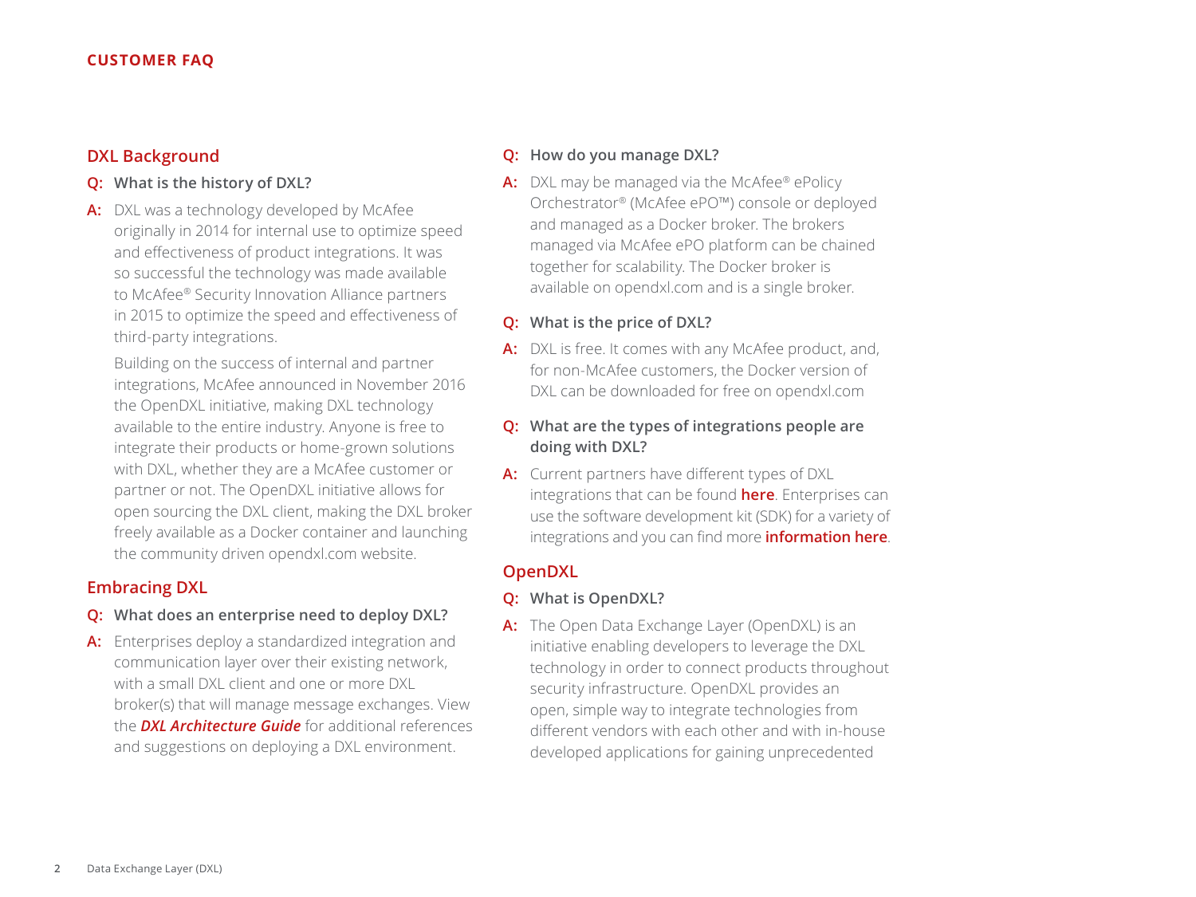## DXL Background

**Q: What is the history of DXL?**

**A:** DXL was a technology developed by McAfee originally in 2014 for internal use to optimize speed and effectiveness of product integrations. It was so successful the technology was made available to McAfee® Security Innovation Alliance partners in 2015 to optimize the speed and effectiveness of third-party integrations.

Building on the success of internal and partner integrations, McAfee announced in November 2016 the OpenDXL initiative, making DXL technology available to the entire industry. Anyone is free to integrate their products or home-grown solutions with DXL, whether they are a McAfee customer or partner or not. The OpenDXL initiative allows for open sourcing the DXL client, making the DXL broker freely available as a Docker container and launching the community driven opendxl.com website.

## Embracing DXL

**Q: What does an enterprise need to deploy DXL?**

**A:** Enterprises deploy a standardized integration and communication layer over their existing network, with a small DXL client and one or more DXL broker(s) that will manage message exchanges. View the ***DXL Architecture Guide*** for additional references and suggestions on deploying a DXL environment.

**Q: How do you manage DXL?**

**A:** DXL may be managed via the McAfee® ePolicy Orchestrator® (McAfee ePO™) console or deployed and managed as a Docker broker. The brokers managed via McAfee ePO platform can be chained together for scalability. The Docker broker is available on opendxl.com and is a single broker.

**Q: What is the price of DXL?**

**A:** DXL is free. It comes with any McAfee product, and, for non-McAfee customers, the Docker version of DXL can be downloaded for free on opendxl.com

**Q: What are the types of integrations people are doing with DXL?**

**A:** Current partners have different types of DXL integrations that can be found **here**. Enterprises can use the software development kit (SDK) for a variety of integrations and you can find more **information here**.

## OpenDXL

**Q: What is OpenDXL?**

**A:** The Open Data Exchange Layer (OpenDXL) is an initiative enabling developers to leverage the DXL technology in order to connect products throughout security infrastructure. OpenDXL provides an open, simple way to integrate technologies from different vendors with each other and with in-house developed applications for gaining unprecedented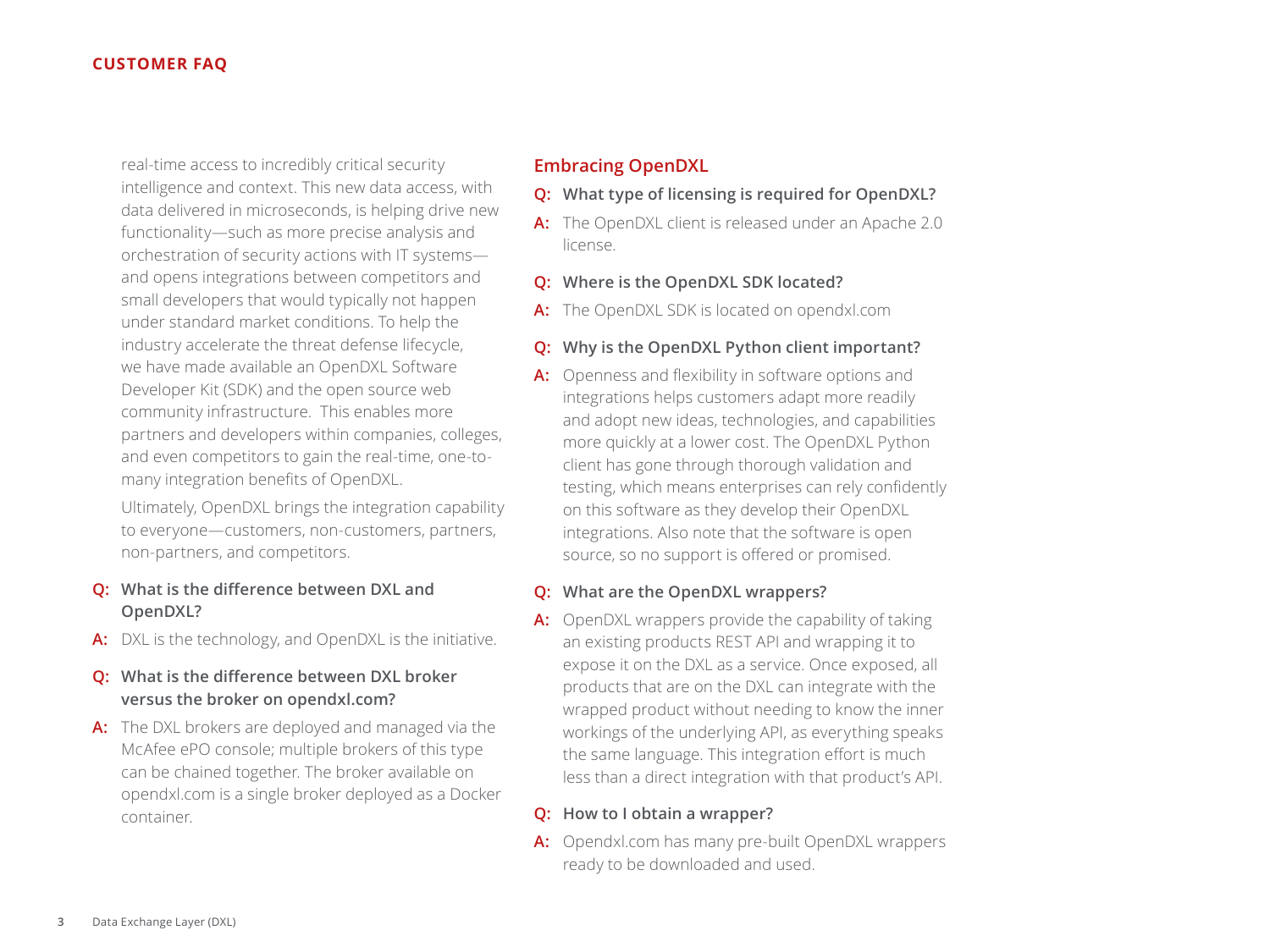real-time access to incredibly critical security intelligence and context. This new data access, with data delivered in microseconds, is helping drive new functionality—such as more precise analysis and orchestration of security actions with IT systems—and opens integrations between competitors and small developers that would typically not happen under standard market conditions. To help the industry accelerate the threat defense lifecycle, we have made available an OpenDXL Software Developer Kit (SDK) and the open source web community infrastructure.  This enables more partners and developers within companies, colleges, and even competitors to gain the real-time, one-to-many integration benefits of OpenDXL.

Ultimately, OpenDXL brings the integration capability to everyone—customers, non-customers, partners, non-partners, and competitors.

**Q: What is the difference between DXL and OpenDXL?**

**A:** DXL is the technology, and OpenDXL is the initiative.

**Q: What is the difference between DXL broker versus the broker on opendxl.com?**

**A:** The DXL brokers are deployed and managed via the McAfee ePO console; multiple brokers of this type can be chained together. The broker available on opendxl.com is a single broker deployed as a Docker container.

## Embracing OpenDXL

**Q: What type of licensing is required for OpenDXL?**

**A:** The OpenDXL client is released under an Apache 2.0 license.

**Q: Where is the OpenDXL SDK located?**

**A:** The OpenDXL SDK is located on opendxl.com

**Q: Why is the OpenDXL Python client important?**

**A:** Openness and flexibility in software options and integrations helps customers adapt more readily and adopt new ideas, technologies, and capabilities more quickly at a lower cost. The OpenDXL Python client has gone through thorough validation and testing, which means enterprises can rely confidently on this software as they develop their OpenDXL integrations. Also note that the software is open source, so no support is offered or promised.

**Q: What are the OpenDXL wrappers?**

**A:** OpenDXL wrappers provide the capability of taking an existing products REST API and wrapping it to expose it on the DXL as a service. Once exposed, all products that are on the DXL can integrate with the wrapped product without needing to know the inner workings of the underlying API, as everything speaks the same language. This integration effort is much less than a direct integration with that product's API.

**Q: How to I obtain a wrapper?**

**A:** Opendxl.com has many pre-built OpenDXL wrappers ready to be downloaded and used.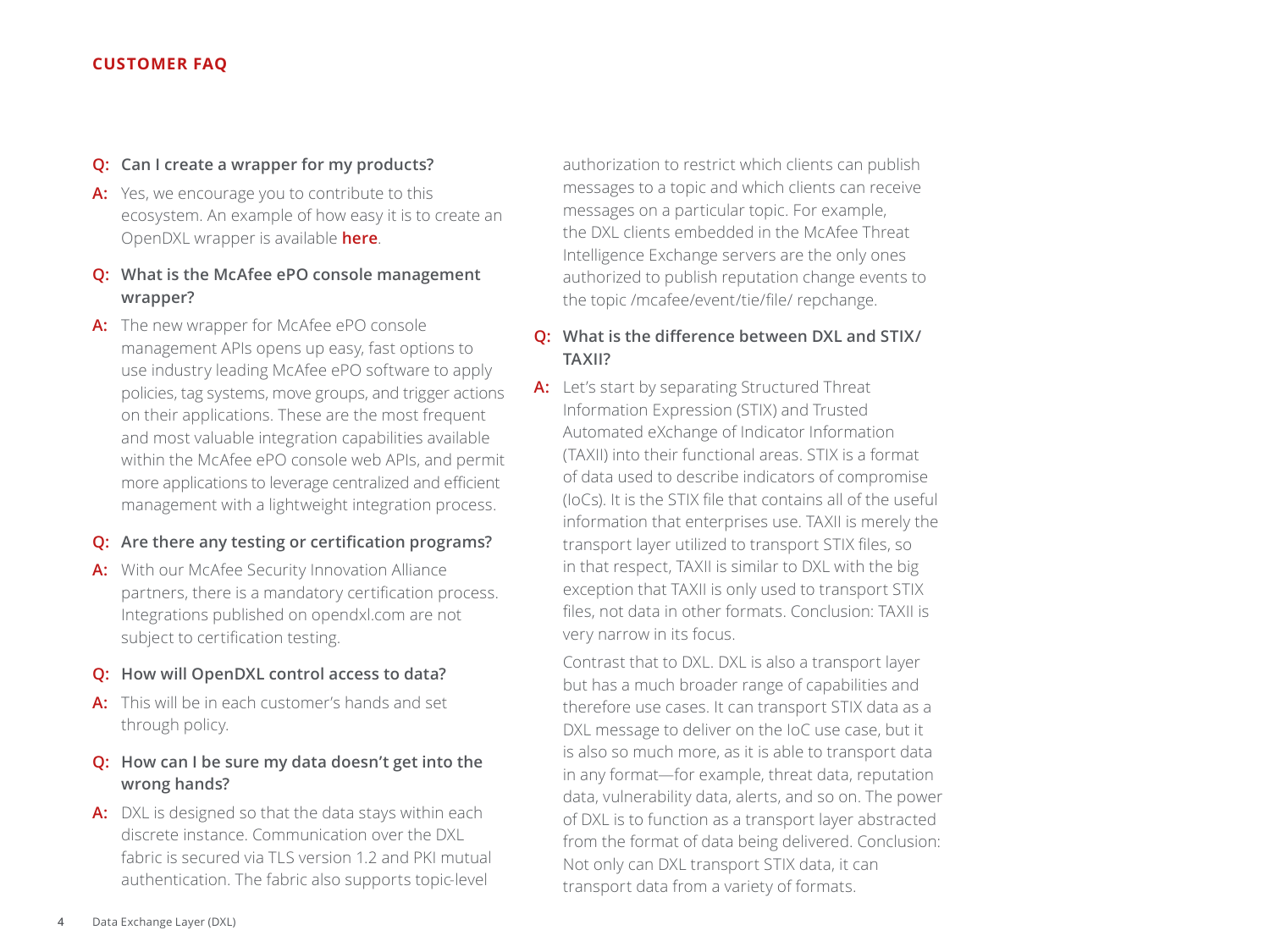**Q: Can I create a wrapper for my products?**

**A:** Yes, we encourage you to contribute to this ecosystem. An example of how easy it is to create an OpenDXL wrapper is available **here**.

**Q: What is the McAfee ePO console management wrapper?**

**A:** The new wrapper for McAfee ePO console management APIs opens up easy, fast options to use industry leading McAfee ePO software to apply policies, tag systems, move groups, and trigger actions on their applications. These are the most frequent and most valuable integration capabilities available within the McAfee ePO console web APIs, and permit more applications to leverage centralized and efficient management with a lightweight integration process.

**Q: Are there any testing or certification programs?**

**A:** With our McAfee Security Innovation Alliance partners, there is a mandatory certification process. Integrations published on opendxl.com are not subject to certification testing.

**Q: How will OpenDXL control access to data?**

**A:** This will be in each customer's hands and set through policy.

**Q: How can I be sure my data doesn't get into the wrong hands?**

**A:** DXL is designed so that the data stays within each discrete instance. Communication over the DXL fabric is secured via TLS version 1.2 and PKI mutual authentication. The fabric also supports topic-level authorization to restrict which clients can publish messages to a topic and which clients can receive messages on a particular topic. For example, the DXL clients embedded in the McAfee Threat Intelligence Exchange servers are the only ones authorized to publish reputation change events to the topic /mcafee/event/tie/file/ repchange.

**Q: What is the difference between DXL and STIX/ TAXII?**

**A:** Let's start by separating Structured Threat Information Expression (STIX) and Trusted Automated eXchange of Indicator Information (TAXII) into their functional areas. STIX is a format of data used to describe indicators of compromise (IoCs). It is the STIX file that contains all of the useful information that enterprises use. TAXII is merely the transport layer utilized to transport STIX files, so in that respect, TAXII is similar to DXL with the big exception that TAXII is only used to transport STIX files, not data in other formats. Conclusion: TAXII is very narrow in its focus.

Contrast that to DXL. DXL is also a transport layer but has a much broader range of capabilities and therefore use cases. It can transport STIX data as a DXL message to deliver on the IoC use case, but it is also so much more, as it is able to transport data in any format—for example, threat data, reputation data, vulnerability data, alerts, and so on. The power of DXL is to function as a transport layer abstracted from the format of data being delivered. Conclusion: Not only can DXL transport STIX data, it can transport data from a variety of formats.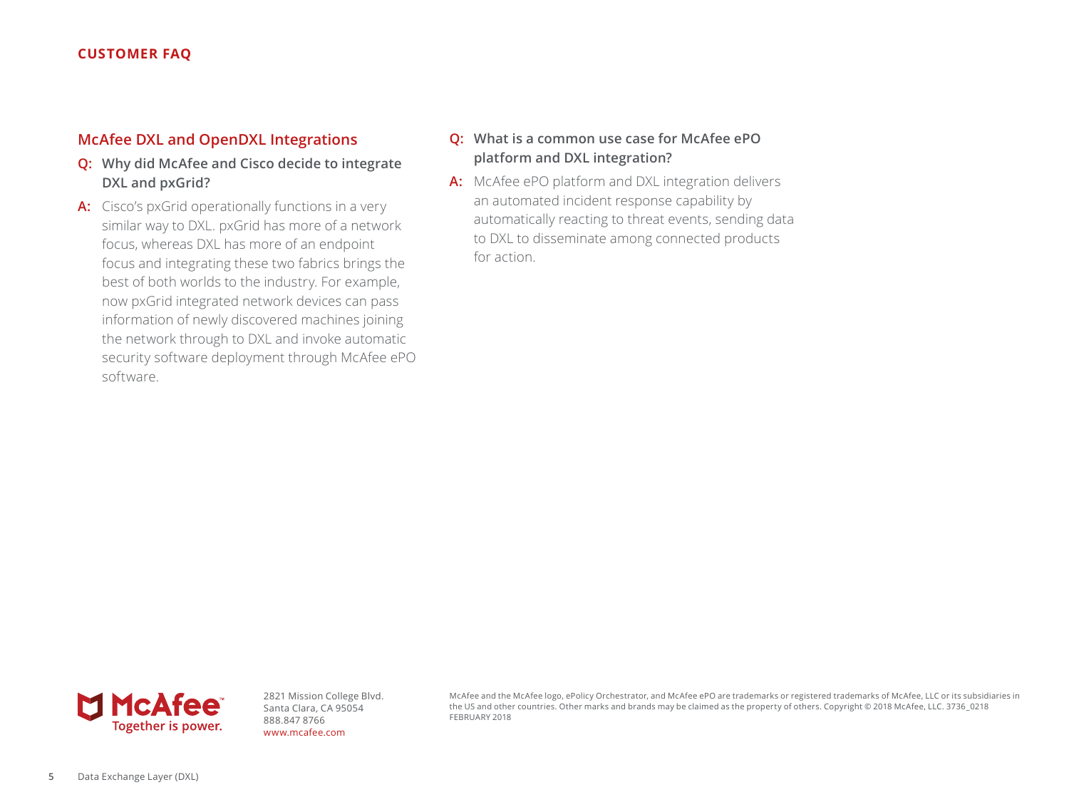## McAfee DXL and OpenDXL Integrations

**Q: Why did McAfee and Cisco decide to integrate DXL and pxGrid?**

**A:** Cisco's pxGrid operationally functions in a very similar way to DXL. pxGrid has more of a network focus, whereas DXL has more of an endpoint focus and integrating these two fabrics brings the best of both worlds to the industry. For example, now pxGrid integrated network devices can pass information of newly discovered machines joining the network through to DXL and invoke automatic security software deployment through McAfee ePO software.

**Q: What is a common use case for McAfee ePO platform and DXL integration?**

**A:** McAfee ePO platform and DXL integration delivers an automated incident response capability by automatically reacting to threat events, sending data to DXL to disseminate among connected products for action.

McAfee
Together is power.

2821 Mission College Blvd.
Santa Clara, CA 95054
888.847 8766
www.mcafee.com

McAfee and the McAfee logo, ePolicy Orchestrator, and McAfee ePO are trademarks or registered trademarks of McAfee, LLC or its subsidiaries in the US and other countries. Other marks and brands may be claimed as the property of others. Copyright © 2018 McAfee, LLC. 3736_0218
FEBRUARY 2018